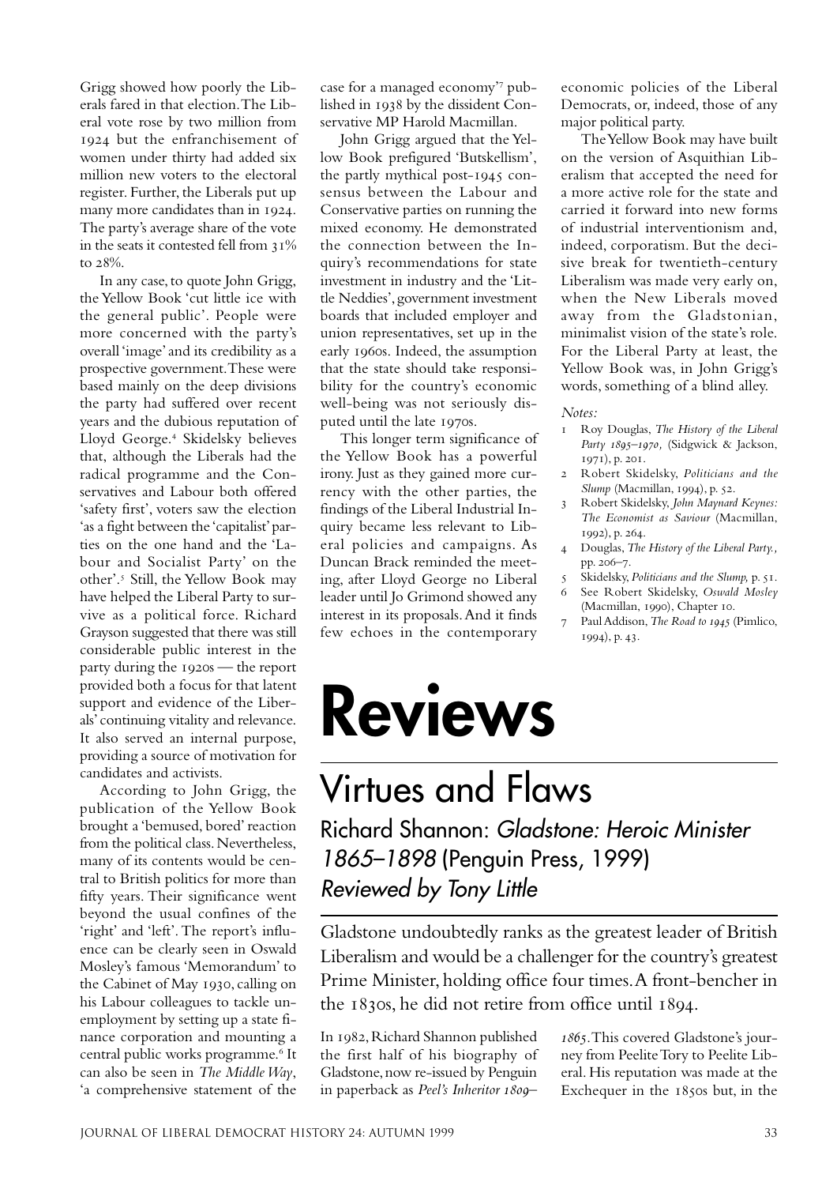Grigg showed how poorly the Liberals fared in that election. The Liberal vote rose by two million from 1924 but the enfranchisement of women under thirty had added six million new voters to the electoral register. Further, the Liberals put up many more candidates than in 1924. The party's average share of the vote in the seats it contested fell from 31% to 28%.

In any case, to quote John Grigg, the Yellow Book 'cut little ice with the general public'. People were more concerned with the party's overall 'image' and its credibility as a prospective government. These were based mainly on the deep divisions the party had suffered over recent years and the dubious reputation of Lloyd George.[4] Skidelsky believes that, although the Liberals had the radical programme and the Conservatives and Labour both offered 'safety first', voters saw the election 'as a fight between the 'capitalist' parties on the one hand and the 'Labour and Socialist Party' on the other'.[5] Still, the Yellow Book may have helped the Liberal Party to survive as a political force. Richard Grayson suggested that there was still considerable public interest in the party during the 1920s — the report provided both a focus for that latent support and evidence of the Liberals' continuing vitality and relevance. It also served an internal purpose, providing a source of motivation for candidates and activists.

According to John Grigg, the publication of the Yellow Book brought a 'bemused, bored' reaction from the political class. Nevertheless, many of its contents would be central to British politics for more than fifty years. Their significance went beyond the usual confines of the 'right' and 'left'. The report's influence can be clearly seen in Oswald Mosley's famous 'Memorandum' to the Cabinet of May 1930, calling on his Labour colleagues to tackle unemployment by setting up a state finance corporation and mounting a central public works programme.[6] It can also be seen in *The Middle Way*, 'a comprehensive statement of the case for a managed economy'[7] published in 1938 by the dissident Conservative MP Harold Macmillan.

John Grigg argued that the Yellow Book prefigured 'Butskellism', the partly mythical post-1945 consensus between the Labour and Conservative parties on running the mixed economy. He demonstrated the connection between the Inquiry's recommendations for state investment in industry and the 'Little Neddies', government investment boards that included employer and union representatives, set up in the early 1960s. Indeed, the assumption that the state should take responsibility for the country's economic well-being was not seriously disputed until the late 1970s.

This longer term significance of the Yellow Book has a powerful irony. Just as they gained more currency with the other parties, the findings of the Liberal Industrial Inquiry became less relevant to Liberal policies and campaigns. As Duncan Brack reminded the meeting, after Lloyd George no Liberal leader until Jo Grimond showed any interest in its proposals. And it finds few echoes in the contemporary economic policies of the Liberal Democrats, or, indeed, those of any major political party.

The Yellow Book may have built on the version of Asquithian Liberalism that accepted the need for a more active role for the state and carried it forward into new forms of industrial interventionism and, indeed, corporatism. But the decisive break for twentieth-century Liberalism was made very early on, when the New Liberals moved away from the Gladstonian, minimalist vision of the state's role. For the Liberal Party at least, the Yellow Book was, in John Grigg's words, something of a blind alley.

*Notes:*

1. Roy Douglas, *The History of the Liberal Party 1895–1970*, (Sidgwick & Jackson, 1971), p. 201.
2. Robert Skidelsky, *Politicians and the Slump* (Macmillan, 1994), p. 52.
3. Robert Skidelsky, *John Maynard Keynes: The Economist as Saviour* (Macmillan, 1992), p. 264.
4. Douglas, *The History of the Liberal Party.*, pp. 206–7.
5. Skidelsky, *Politicians and the Slump*, p. 51.
6. See Robert Skidelsky, *Oswald Mosley* (Macmillan, 1990), Chapter 10.
7. Paul Addison, *The Road to 1945* (Pimlico, 1994), p. 43.

# Reviews

## Virtues and Flaws

### Richard Shannon: *Gladstone: Heroic Minister 1865–1898* (Penguin Press, 1999)

### *Reviewed by Tony Little*

Gladstone undoubtedly ranks as the greatest leader of British Liberalism and would be a challenger for the country's greatest Prime Minister, holding office four times. A front-bencher in the 1830s, he did not retire from office until 1894.

In 1982, Richard Shannon published the first half of his biography of Gladstone, now re-issued by Penguin in paperback as *Peel's Inheritor 1809–1865*. This covered Gladstone's journey from Peelite Tory to Peelite Liberal. His reputation was made at the Exchequer in the 1850s but, in the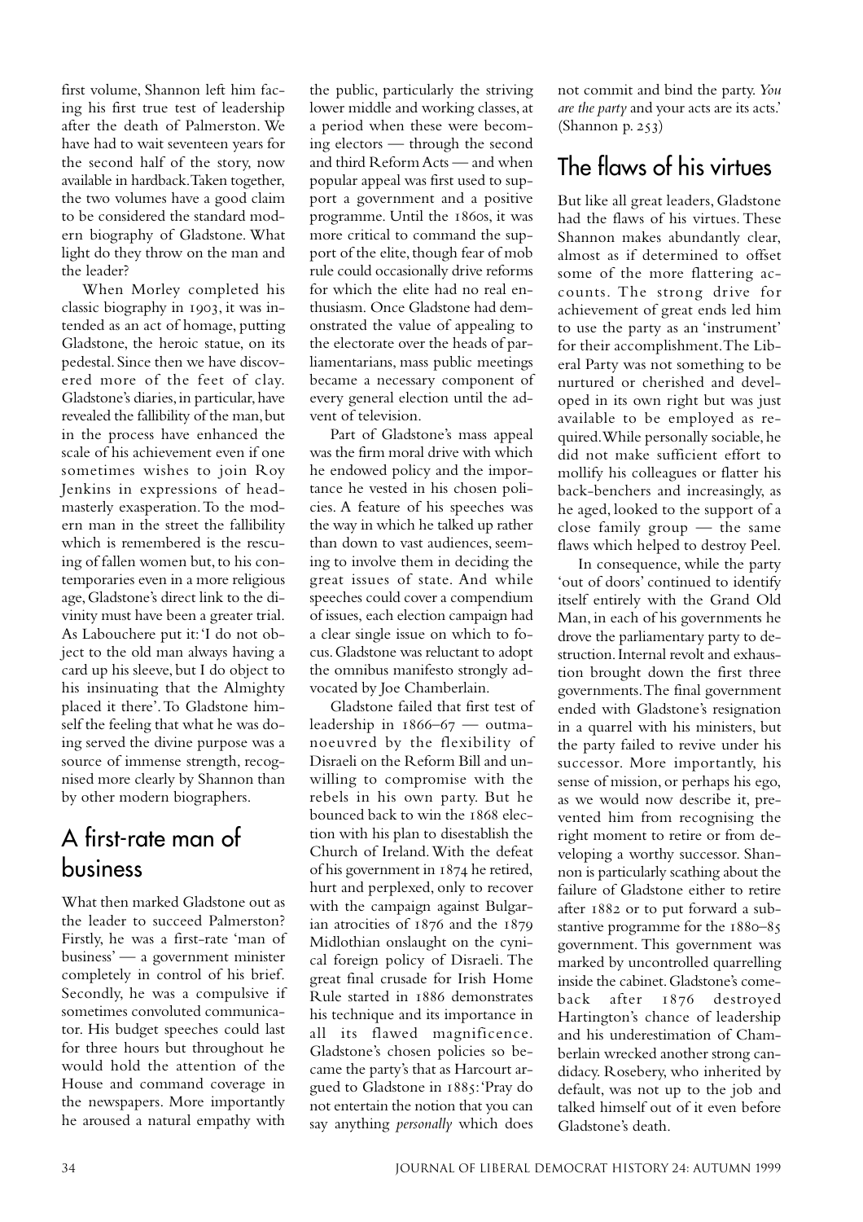first volume, Shannon left him facing his first true test of leadership after the death of Palmerston. We have had to wait seventeen years for the second half of the story, now available in hardback. Taken together, the two volumes have a good claim to be considered the standard modern biography of Gladstone. What light do they throw on the man and the leader?

When Morley completed his classic biography in 1903, it was intended as an act of homage, putting Gladstone, the heroic statue, on its pedestal. Since then we have discovered more of the feet of clay. Gladstone's diaries, in particular, have revealed the fallibility of the man, but in the process have enhanced the scale of his achievement even if one sometimes wishes to join Roy Jenkins in expressions of headmasterly exasperation. To the modern man in the street the fallibility which is remembered is the rescuing of fallen women but, to his contemporaries even in a more religious age, Gladstone's direct link to the divinity must have been a greater trial. As Labouchere put it: 'I do not object to the old man always having a card up his sleeve, but I do object to his insinuating that the Almighty placed it there'. To Gladstone himself the feeling that what he was doing served the divine purpose was a source of immense strength, recognised more clearly by Shannon than by other modern biographers.

## A first-rate man of business

What then marked Gladstone out as the leader to succeed Palmerston? Firstly, he was a first-rate 'man of business' — a government minister completely in control of his brief. Secondly, he was a compulsive if sometimes convoluted communicator. His budget speeches could last for three hours but throughout he would hold the attention of the House and command coverage in the newspapers. More importantly he aroused a natural empathy with the public, particularly the striving lower middle and working classes, at a period when these were becoming electors — through the second and third Reform Acts — and when popular appeal was first used to support a government and a positive programme. Until the 1860s, it was more critical to command the support of the elite, though fear of mob rule could occasionally drive reforms for which the elite had no real enthusiasm. Once Gladstone had demonstrated the value of appealing to the electorate over the heads of parliamentarians, mass public meetings became a necessary component of every general election until the advent of television.

Part of Gladstone's mass appeal was the firm moral drive with which he endowed policy and the importance he vested in his chosen policies. A feature of his speeches was the way in which he talked up rather than down to vast audiences, seeming to involve them in deciding the great issues of state. And while speeches could cover a compendium of issues, each election campaign had a clear single issue on which to focus. Gladstone was reluctant to adopt the omnibus manifesto strongly advocated by Joe Chamberlain.

Gladstone failed that first test of leadership in 1866–67 — outmanoeuvred by the flexibility of Disraeli on the Reform Bill and unwilling to compromise with the rebels in his own party. But he bounced back to win the 1868 election with his plan to disestablish the Church of Ireland. With the defeat of his government in 1874 he retired, hurt and perplexed, only to recover with the campaign against Bulgarian atrocities of 1876 and the 1879 Midlothian onslaught on the cynical foreign policy of Disraeli. The great final crusade for Irish Home Rule started in 1886 demonstrates his technique and its importance in all its flawed magnificence. Gladstone's chosen policies so became the party's that as Harcourt argued to Gladstone in 1885: 'Pray do not entertain the notion that you can say anything *personally* which does not commit and bind the party. *You are the party* and your acts are its acts.' (Shannon p. 253)

## The flaws of his virtues

But like all great leaders, Gladstone had the flaws of his virtues. These Shannon makes abundantly clear, almost as if determined to offset some of the more flattering accounts. The strong drive for achievement of great ends led him to use the party as an 'instrument' for their accomplishment. The Liberal Party was not something to be nurtured or cherished and developed in its own right but was just available to be employed as required. While personally sociable, he did not make sufficient effort to mollify his colleagues or flatter his back-benchers and increasingly, as he aged, looked to the support of a close family group — the same flaws which helped to destroy Peel.

In consequence, while the party 'out of doors' continued to identify itself entirely with the Grand Old Man, in each of his governments he drove the parliamentary party to destruction. Internal revolt and exhaustion brought down the first three governments. The final government ended with Gladstone's resignation in a quarrel with his ministers, but the party failed to revive under his successor. More importantly, his sense of mission, or perhaps his ego, as we would now describe it, prevented him from recognising the right moment to retire or from developing a worthy successor. Shannon is particularly scathing about the failure of Gladstone either to retire after 1882 or to put forward a substantive programme for the 1880–85 government. This government was marked by uncontrolled quarrelling inside the cabinet. Gladstone's comeback after 1876 destroyed Hartington's chance of leadership and his underestimation of Chamberlain wrecked another strong candidacy. Rosebery, who inherited by default, was not up to the job and talked himself out of it even before Gladstone's death.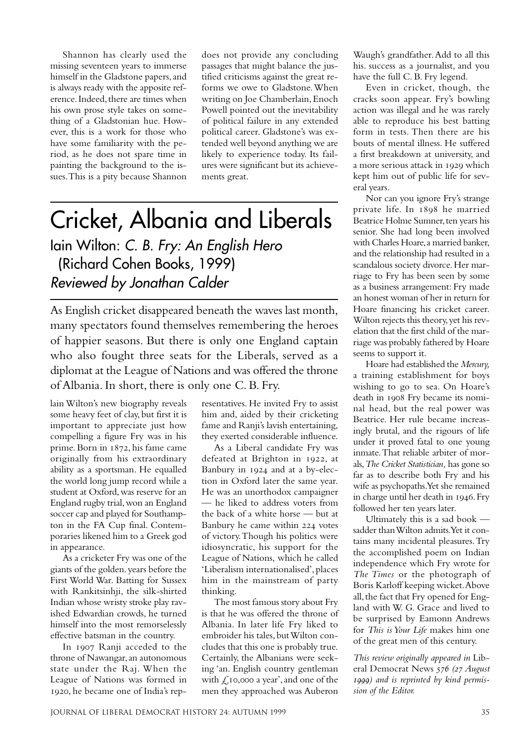Shannon has clearly used the missing seventeen years to immerse himself in the Gladstone papers, and is always ready with the apposite reference. Indeed, there are times when his own prose style takes on something of a Gladstonian hue. However, this is a work for those who have some familiarity with the period, as he does not spare time in painting the background to the issues. This is a pity because Shannon does not provide any concluding passages that might balance the justified criticisms against the great reforms we owe to Gladstone. When writing on Joe Chamberlain, Enoch Powell pointed out the inevitability of political failure in any extended political career. Gladstone's was extended well beyond anything we are likely to experience today. Its failures were significant but its achievements great.

# Cricket, Albania and Liberals

## Iain Wilton: *C. B. Fry: An English Hero* (Richard Cohen Books, 1999)

## *Reviewed by Jonathan Calder*

As English cricket disappeared beneath the waves last month, many spectators found themselves remembering the heroes of happier seasons. But there is only one England captain who also fought three seats for the Liberals, served as a diplomat at the League of Nations and was offered the throne of Albania. In short, there is only one C. B. Fry.

Iain Wilton's new biography reveals some heavy feet of clay, but first it is important to appreciate just how compelling a figure Fry was in his prime. Born in 1872, his fame came originally from his extraordinary ability as a sportsman. He equalled the world long jump record while a student at Oxford, was reserve for an England rugby trial, won an England soccer cap and played for Southampton in the FA Cup final. Contemporaries likened him to a Greek god in appearance.

As a cricketer Fry was one of the giants of the golden. years before the First World War. Batting for Sussex with Rankitsinhji, the silk-shirted Indian whose wristy stroke play ravished Edwardian crowds, he turned himself into the most remorselessly effective batsman in the country.

In 1907 Ranji acceded to the throne of Nawangar, an autonomous state under the Raj. When the League of Nations was formed in 1920, he became one of India's representatives. He invited Fry to assist him and, aided by their cricketing fame and Ranji's lavish entertaining, they exerted considerable influence.

As a Liberal candidate Fry was defeated at Brighton in 1922, at Banbury in 1924 and at a by-election in Oxford later the same year. He was an unorthodox campaigner — he liked to address voters from the back of a white horse — but at Banbury he came within 224 votes of victory. Though his politics were idiosyncratic, his support for the League of Nations, which he called 'Liberalism internationalised', places him in the mainstream of party thinking.

The most famous story about Fry is that he was offered the throne of Albania. In later life Fry liked to embroider his tales, but Wilton concludes that this one is probably true. Certainly, the Albanians were seeking 'an. English country gentleman with £10,000 a year', and one of the men they approached was Auberon Waugh's grandfather. Add to all this his. success as a journalist, and you have the full C. B. Fry legend.

Even in cricket, though, the cracks soon appear. Fry's bowling action was illegal and he was rarely able to reproduce his best batting form in tests. Then there are his bouts of mental illness. He suffered a first breakdown at university, and a more serious attack in 1929 which kept him out of public life for several years.

Nor can you ignore Fry's strange private life. In 1898 he married Beatrice Holme Sumner, ten years his senior. She had long been involved with Charles Hoare, a married banker, and the relationship had resulted in a scandalous society divorce. Her marriage to Fry has been seen by some as a business arrangement: Fry made an honest woman of her in return for Hoare financing his cricket career. Wilton rejects this theory, yet his revelation that the first child of the marriage was probably fathered by Hoare seems to support it.

Hoare had established the *Mercury,* a training establishment for boys wishing to go to sea. On Hoare's death in 1908 Fry became its nominal head, but the real power was Beatrice. Her rule became increasingly brutal, and the rigours of life under it proved fatal to one young inmate. That reliable arbiter of morals, *The Cricket Statistician,* has gone so far as to describe both Fry and his wife as psychopaths. Yet she remained in charge until her death in 1946. Fry followed her ten years later.

Ultimately this is a sad book — sadder than Wilton admits. Yet it contains many incidental pleasures. Try the accomplished poem on Indian independence which Fry wrote for *The Times* or the photograph of Boris Karloff keeping wicket. Above all, the fact that Fry opened for England with W. G. Grace and lived to be surprised by Eamonn Andrews for *This is Your Life* makes him one of the great men of this century.

*This review originally appeared in* Liberal Democrat News *576 (27 August 1999) and is reprinted by kind permission of the Editor.*